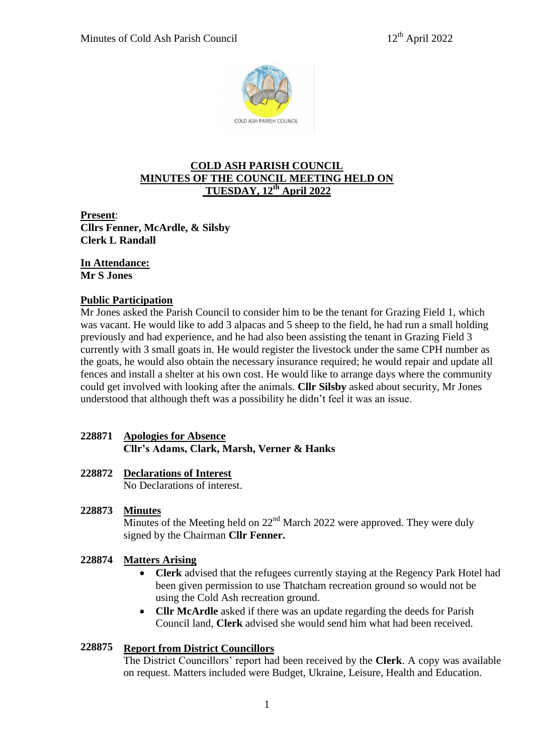# COLD ASH PARISH COUNCIL
## MINUTES OF THE COUNCIL MEETING HELD ON TUESDAY, 12th April 2022

**Present**:
**Cllrs Fenner, McArdle, & Silsby**
**Clerk L Randall**

**In Attendance:**
**Mr S Jones**

**Public Participation**

Mr Jones asked the Parish Council to consider him to be the tenant for Grazing Field 1, which was vacant. He would like to add 3 alpacas and 5 sheep to the field, he had run a small holding previously and had experience, and he had also been assisting the tenant in Grazing Field 3 currently with 3 small goats in. He would register the livestock under the same CPH number as the goats, he would also obtain the necessary insurance required; he would repair and update all fences and install a shelter at his own cost. He would like to arrange days where the community could get involved with looking after the animals. **Cllr Silsby** asked about security, Mr Jones understood that although theft was a possibility he didn't feel it was an issue.

**228871 Apologies for Absence**
**Cllr's Adams, Clark, Marsh, Verner & Hanks**

**228872 Declarations of Interest**
No Declarations of interest.

**228873 Minutes**
Minutes of the Meeting held on 22nd March 2022 were approved. They were duly signed by the Chairman **Cllr Fenner.**

**228874 Matters Arising**

- **Clerk** advised that the refugees currently staying at the Regency Park Hotel had been given permission to use Thatcham recreation ground so would not be using the Cold Ash recreation ground.
- **Cllr McArdle** asked if there was an update regarding the deeds for Parish Council land, **Clerk** advised she would send him what had been received.

**228875 Report from District Councillors**
The District Councillors' report had been received by the **Clerk**. A copy was available on request. Matters included were Budget, Ukraine, Leisure, Health and Education.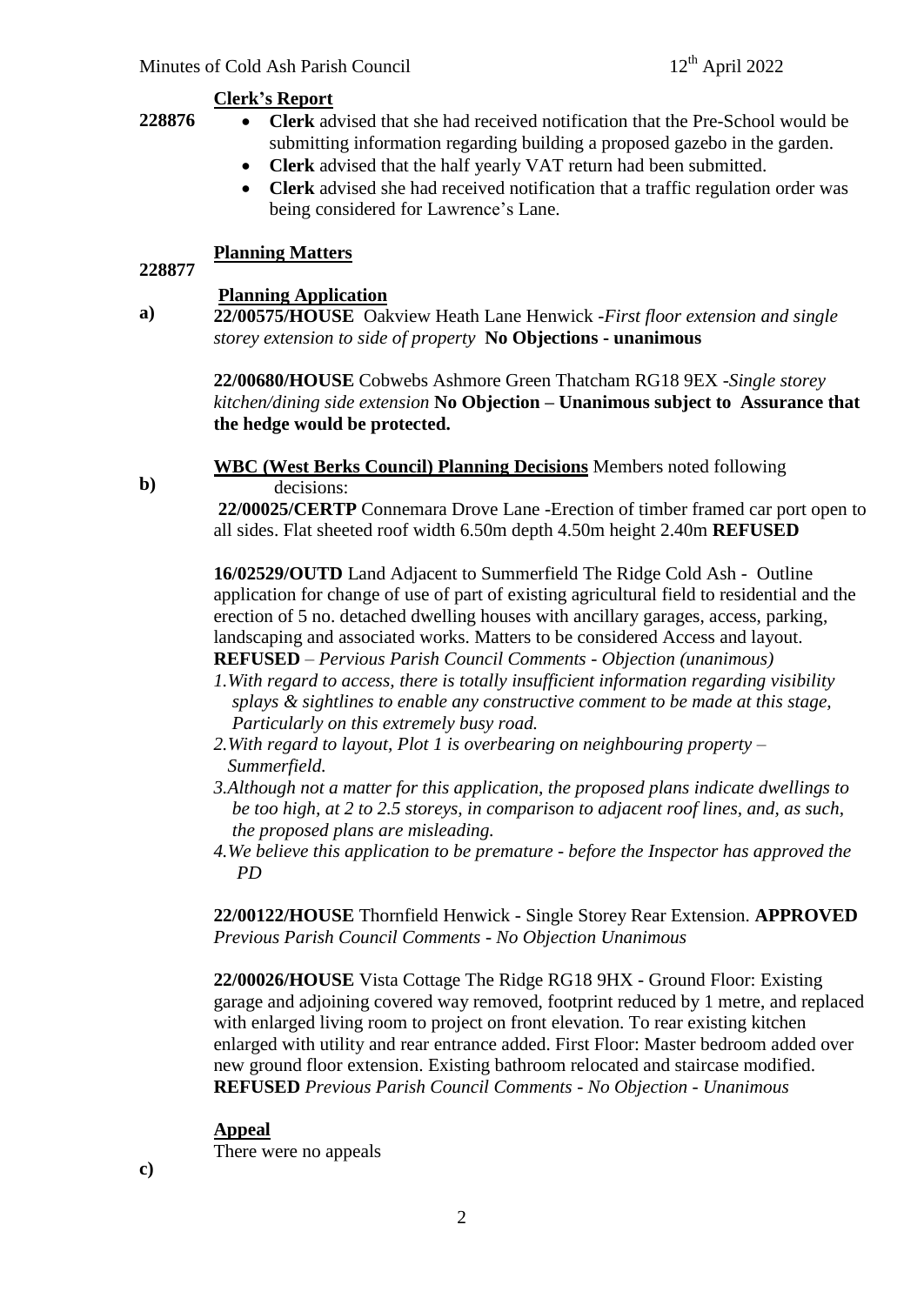**228876** **Clerk's Report**

- **Clerk** advised that she had received notification that the Pre-School would be submitting information regarding building a proposed gazebo in the garden.
- **Clerk** advised that the half yearly VAT return had been submitted.
- **Clerk** advised she had received notification that a traffic regulation order was being considered for Lawrence's Lane.

**228877** **Planning Matters**

**a)** **Planning Application**

**22/00575/HOUSE** Oakview Heath Lane Henwick -*First floor extension and single storey extension to side of property* **No Objections - unanimous**

**22/00680/HOUSE** Cobwebs Ashmore Green Thatcham RG18 9EX -*Single storey kitchen/dining side extension* **No Objection – Unanimous subject to Assurance that the hedge would be protected.**

**b)** **WBC (West Berks Council) Planning Decisions** Members noted following decisions:

**22/00025/CERTP** Connemara Drove Lane -Erection of timber framed car port open to all sides. Flat sheeted roof width 6.50m depth 4.50m height 2.40m **REFUSED**

**16/02529/OUTD** Land Adjacent to Summerfield The Ridge Cold Ash - Outline application for change of use of part of existing agricultural field to residential and the erection of 5 no. detached dwelling houses with ancillary garages, access, parking, landscaping and associated works. Matters to be considered Access and layout.
**REFUSED** – *Pervious Parish Council Comments - Objection (unanimous)*

*1.With regard to access, there is totally insufficient information regarding visibility splays & sightlines to enable any constructive comment to be made at this stage, Particularly on this extremely busy road.*

*2.With regard to layout, Plot 1 is overbearing on neighbouring property – Summerfield.*

*3.Although not a matter for this application, the proposed plans indicate dwellings to be too high, at 2 to 2.5 storeys, in comparison to adjacent roof lines, and, as such, the proposed plans are misleading.*

*4.We believe this application to be premature - before the Inspector has approved the PD*

**22/00122/HOUSE** Thornfield Henwick - Single Storey Rear Extension. **APPROVED** *Previous Parish Council Comments - No Objection Unanimous*

**22/00026/HOUSE** Vista Cottage The Ridge RG18 9HX - Ground Floor: Existing garage and adjoining covered way removed, footprint reduced by 1 metre, and replaced with enlarged living room to project on front elevation. To rear existing kitchen enlarged with utility and rear entrance added. First Floor: Master bedroom added over new ground floor extension. Existing bathroom relocated and staircase modified. **REFUSED** *Previous Parish Council Comments - No Objection - Unanimous*

**c)** **Appeal**

There were no appeals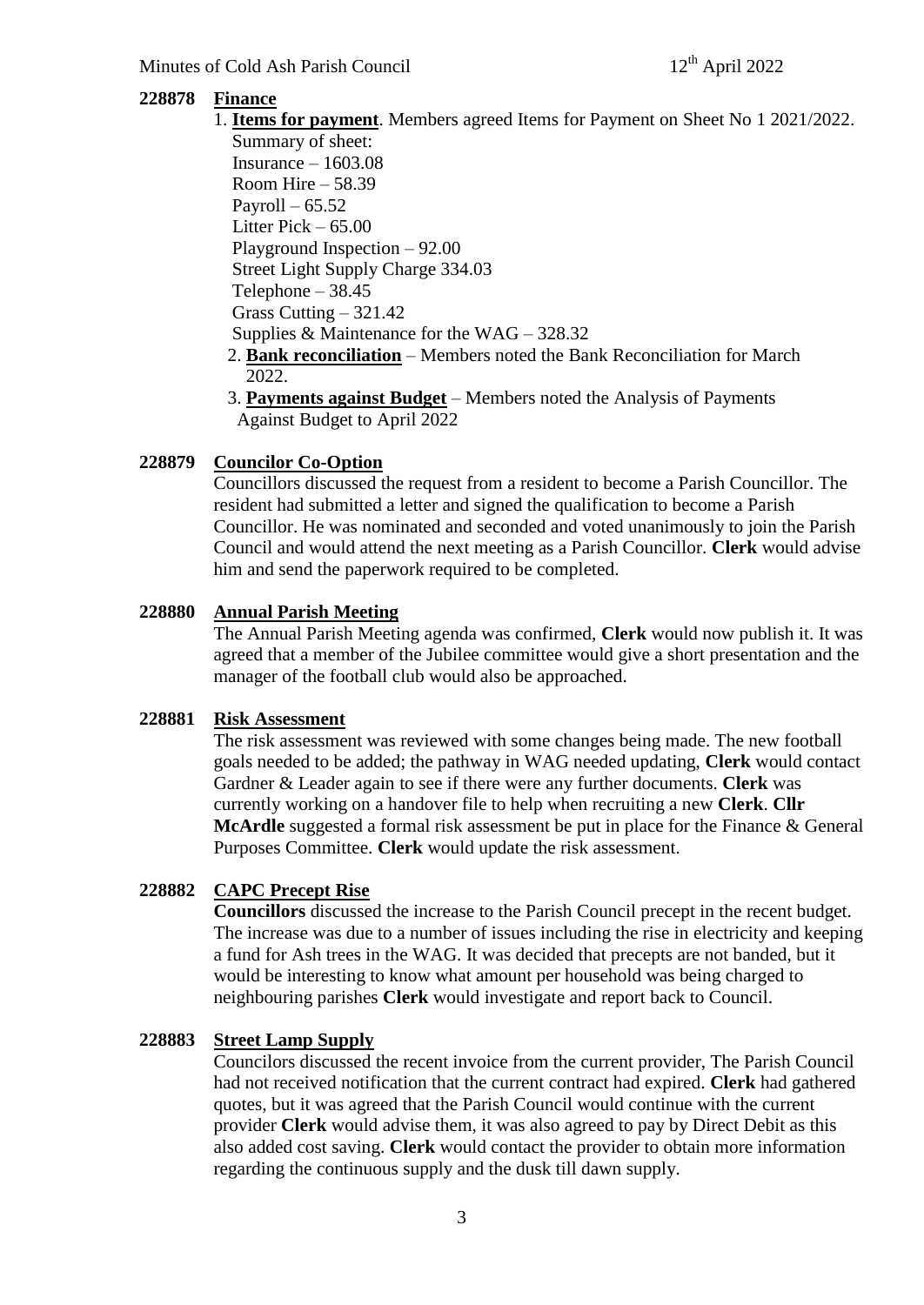**228878 Finance**

1. **Items for payment**. Members agreed Items for Payment on Sheet No 1 2021/2022.
   Summary of sheet:
   Insurance – 1603.08
   Room Hire – 58.39
   Payroll – 65.52
   Litter Pick – 65.00
   Playground Inspection – 92.00
   Street Light Supply Charge 334.03
   Telephone – 38.45
   Grass Cutting – 321.42
   Supplies & Maintenance for the WAG – 328.32
2. **Bank reconciliation** – Members noted the Bank Reconciliation for March 2022.
3. **Payments against Budget** – Members noted the Analysis of Payments Against Budget to April 2022

**228879 Councilor Co-Option**

Councillors discussed the request from a resident to become a Parish Councillor. The resident had submitted a letter and signed the qualification to become a Parish Councillor. He was nominated and seconded and voted unanimously to join the Parish Council and would attend the next meeting as a Parish Councillor. **Clerk** would advise him and send the paperwork required to be completed.

**228880 Annual Parish Meeting**

The Annual Parish Meeting agenda was confirmed, **Clerk** would now publish it. It was agreed that a member of the Jubilee committee would give a short presentation and the manager of the football club would also be approached.

**228881 Risk Assessment**

The risk assessment was reviewed with some changes being made. The new football goals needed to be added; the pathway in WAG needed updating, **Clerk** would contact Gardner & Leader again to see if there were any further documents. **Clerk** was currently working on a handover file to help when recruiting a new **Clerk**. **Cllr McArdle** suggested a formal risk assessment be put in place for the Finance & General Purposes Committee. **Clerk** would update the risk assessment.

**228882 CAPC Precept Rise**

**Councillors** discussed the increase to the Parish Council precept in the recent budget. The increase was due to a number of issues including the rise in electricity and keeping a fund for Ash trees in the WAG. It was decided that precepts are not banded, but it would be interesting to know what amount per household was being charged to neighbouring parishes **Clerk** would investigate and report back to Council.

**228883 Street Lamp Supply**

Councilors discussed the recent invoice from the current provider, The Parish Council had not received notification that the current contract had expired. **Clerk** had gathered quotes, but it was agreed that the Parish Council would continue with the current provider **Clerk** would advise them, it was also agreed to pay by Direct Debit as this also added cost saving. **Clerk** would contact the provider to obtain more information regarding the continuous supply and the dusk till dawn supply.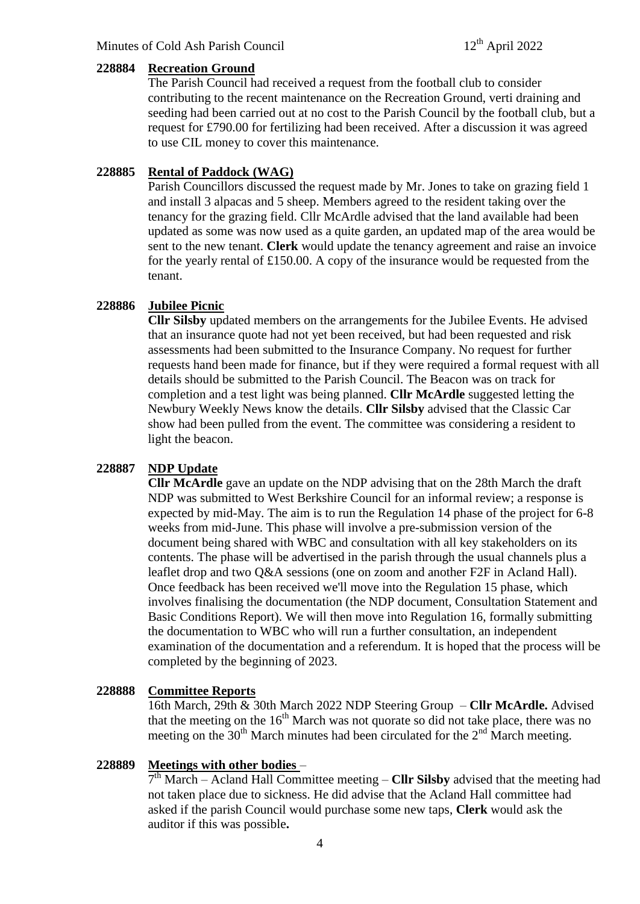**228884 Recreation Ground**

The Parish Council had received a request from the football club to consider contributing to the recent maintenance on the Recreation Ground, verti draining and seeding had been carried out at no cost to the Parish Council by the football club, but a request for £790.00 for fertilizing had been received. After a discussion it was agreed to use CIL money to cover this maintenance.

**228885 Rental of Paddock (WAG)**

Parish Councillors discussed the request made by Mr. Jones to take on grazing field 1 and install 3 alpacas and 5 sheep. Members agreed to the resident taking over the tenancy for the grazing field. Cllr McArdle advised that the land available had been updated as some was now used as a quite garden, an updated map of the area would be sent to the new tenant. **Clerk** would update the tenancy agreement and raise an invoice for the yearly rental of £150.00. A copy of the insurance would be requested from the tenant.

**228886 Jubilee Picnic**

**Cllr Silsby** updated members on the arrangements for the Jubilee Events. He advised that an insurance quote had not yet been received, but had been requested and risk assessments had been submitted to the Insurance Company. No request for further requests hand been made for finance, but if they were required a formal request with all details should be submitted to the Parish Council. The Beacon was on track for completion and a test light was being planned. **Cllr McArdle** suggested letting the Newbury Weekly News know the details. **Cllr Silsby** advised that the Classic Car show had been pulled from the event. The committee was considering a resident to light the beacon.

**228887 NDP Update**

**Cllr McArdle** gave an update on the NDP advising that on the 28th March the draft NDP was submitted to West Berkshire Council for an informal review; a response is expected by mid-May. The aim is to run the Regulation 14 phase of the project for 6-8 weeks from mid-June. This phase will involve a pre-submission version of the document being shared with WBC and consultation with all key stakeholders on its contents. The phase will be advertised in the parish through the usual channels plus a leaflet drop and two Q&A sessions (one on zoom and another F2F in Acland Hall). Once feedback has been received we'll move into the Regulation 15 phase, which involves finalising the documentation (the NDP document, Consultation Statement and Basic Conditions Report). We will then move into Regulation 16, formally submitting the documentation to WBC who will run a further consultation, an independent examination of the documentation and a referendum. It is hoped that the process will be completed by the beginning of 2023.

**228888 Committee Reports**

16th March, 29th & 30th March 2022 NDP Steering Group – **Cllr McArdle.** Advised that the meeting on the 16th March was not quorate so did not take place, there was no meeting on the 30th March minutes had been circulated for the 2nd March meeting.

**228889 Meetings with other bodies** –

7th March – Acland Hall Committee meeting – **Cllr Silsby** advised that the meeting had not taken place due to sickness. He did advise that the Acland Hall committee had asked if the parish Council would purchase some new taps, **Clerk** would ask the auditor if this was possible**.**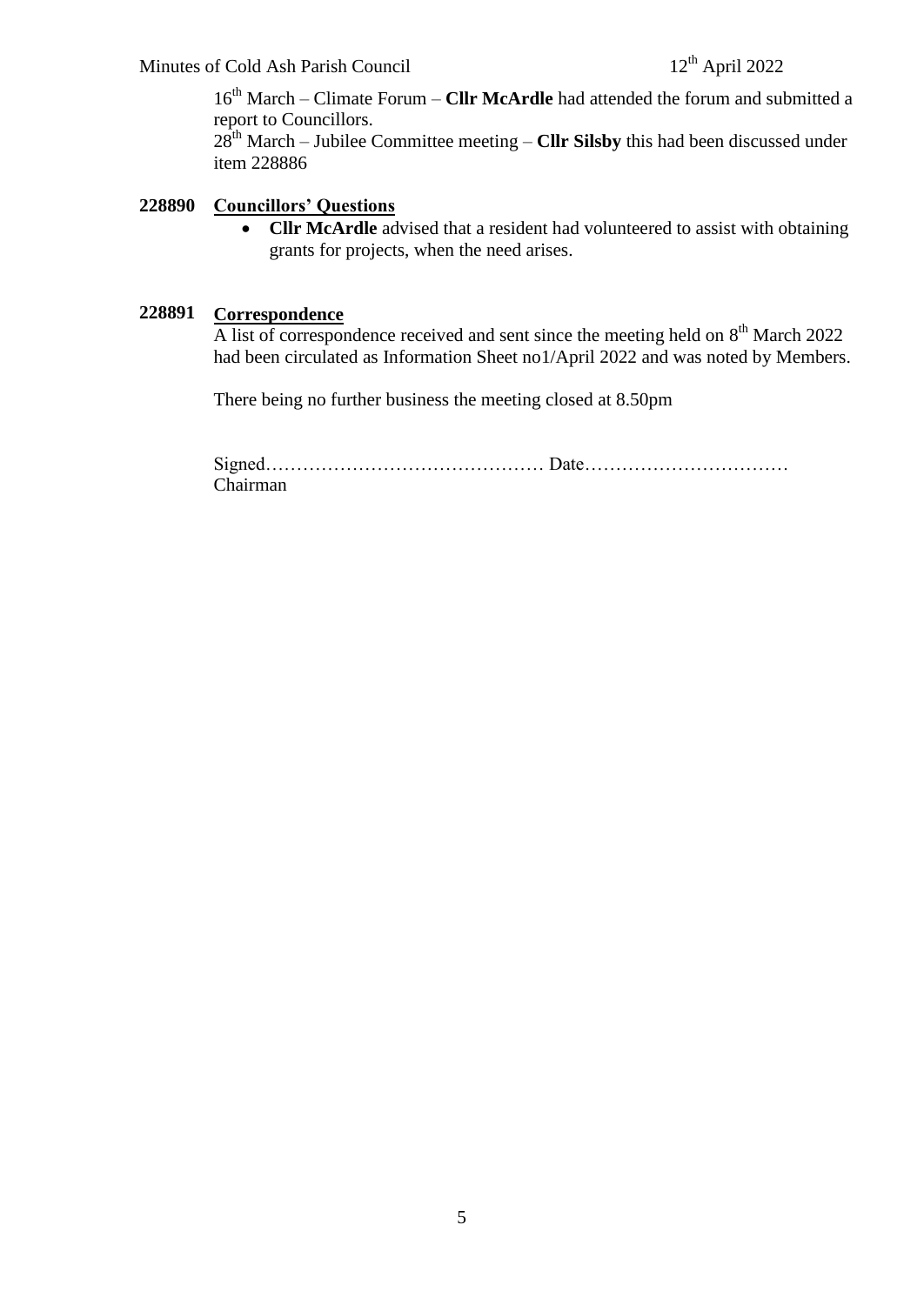16th March – Climate Forum – **Cllr McArdle** had attended the forum and submitted a report to Councillors.
28th March – Jubilee Committee meeting – **Cllr Silsby** this had been discussed under item 228886

## 228890 Councillors' Questions

- **Cllr McArdle** advised that a resident had volunteered to assist with obtaining grants for projects, when the need arises.

## 228891 Correspondence

A list of correspondence received and sent since the meeting held on 8th March 2022 had been circulated as Information Sheet no1/April 2022 and was noted by Members.

There being no further business the meeting closed at 8.50pm

Signed……………………………………… Date……………………………
Chairman